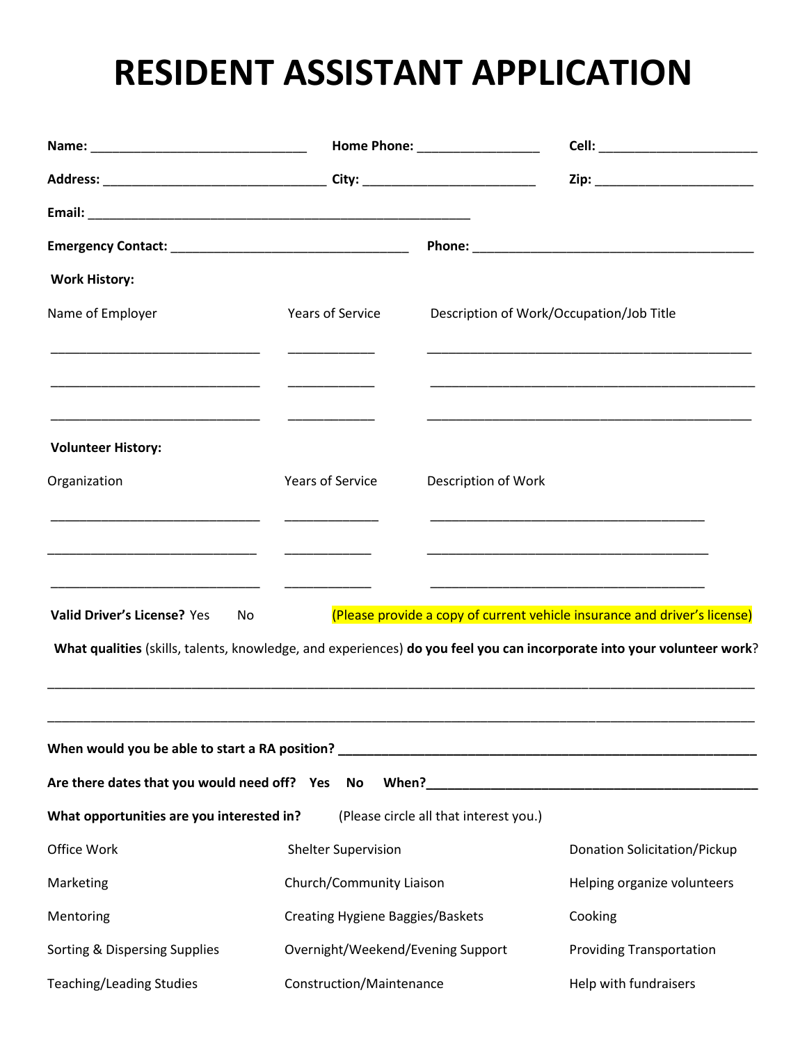# RESIDENT ASSISTANT APPLICATION

**Name:** ______________________________ **Home Phone:** ________________ **Cell:** _____________________

**Address:** _______________________________ **City:** ________________________ **Zip:** ______________________

**Email:** ____________________________________________________

**Emergency Contact:** _________________________________ **Phone:** _______________________________________

**Work History:**

| Name of Employer | Years of Service | Description of Work/Occupation/Job Title |
|---|---|---|
| _____________________________ | ___________ | ______________________________________________ |
| _____________________________ | ___________ | ______________________________________________ |
| _____________________________ | ___________ | ______________________________________________ |

**Volunteer History:**

| Organization | Years of Service | Description of Work |
|---|---|---|
| _____________________________ | _____________ | ______________________________________ |
| _____________________________ | ___________ | ______________________________________ |
| _____________________________ | ___________ | ______________________________________ |

**Valid Driver's License?** Yes No (Please provide a copy of current vehicle insurance and driver's license)

**What qualities** (skills, talents, knowledge, and experiences) **do you feel you can incorporate into your volunteer work**?

_____________________________________________________________________________________________________

_____________________________________________________________________________________________________

**When would you be able to start a RA position?** ___________________________________________________________

**Are there dates that you would need off? Yes No When?**_____________________________________________

**What opportunities are you interested in?** (Please circle all that interest you.)

| | | |
|---|---|---|
| Office Work | Shelter Supervision | Donation Solicitation/Pickup |
| Marketing | Church/Community Liaison | Helping organize volunteers |
| Mentoring | Creating Hygiene Baggies/Baskets | Cooking |
| Sorting & Dispersing Supplies | Overnight/Weekend/Evening Support | Providing Transportation |
| Teaching/Leading Studies | Construction/Maintenance | Help with fundraisers |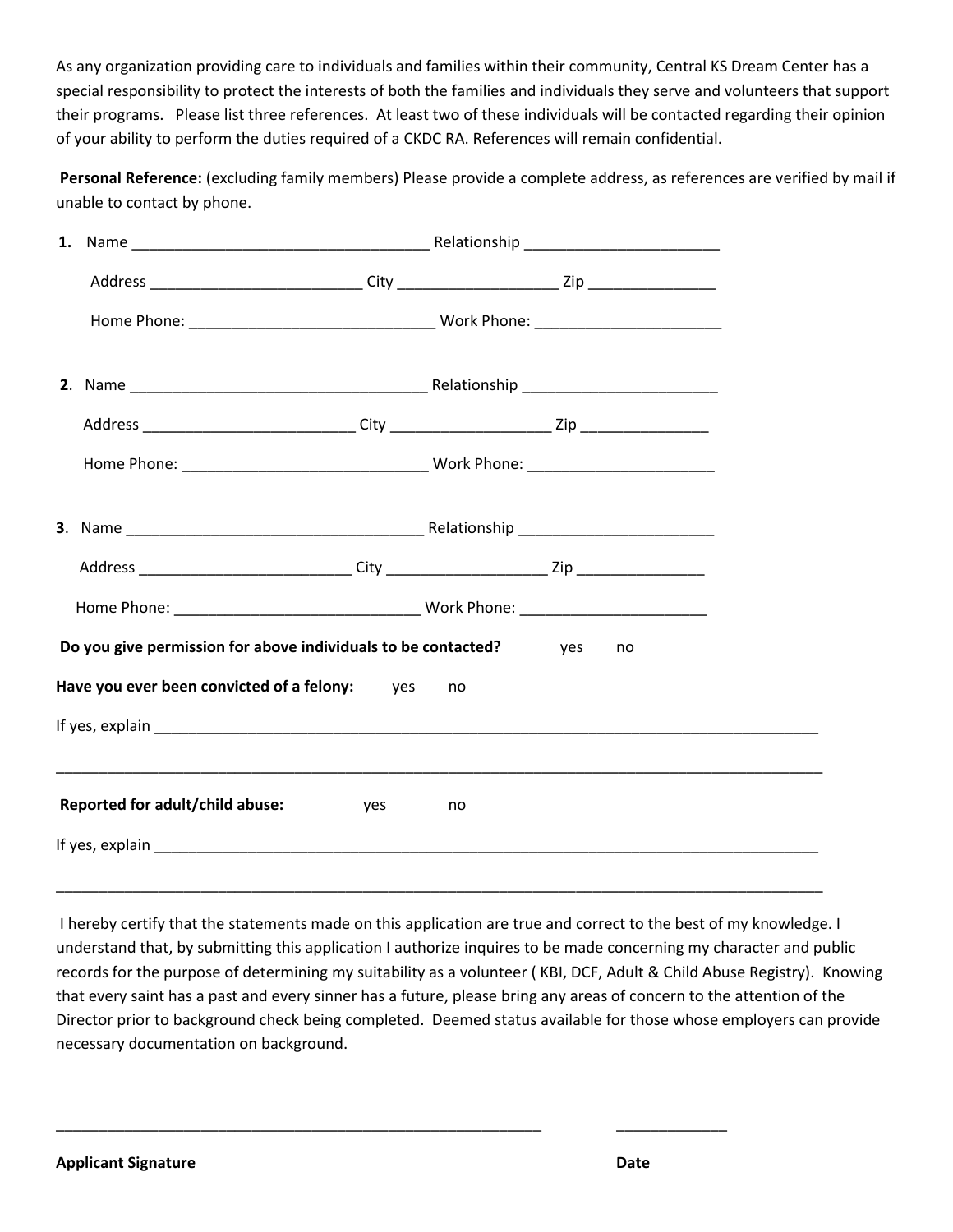As any organization providing care to individuals and families within their community, Central KS Dream Center has a special responsibility to protect the interests of both the families and individuals they serve and volunteers that support their programs. Please list three references. At least two of these individuals will be contacted regarding their opinion of your ability to perform the duties required of a CKDC RA. References will remain confidential.

**Personal Reference:** (excluding family members) Please provide a complete address, as references are verified by mail if unable to contact by phone.

**1.** Name ___________________________________ Relationship _______________________

Address _________________________ City __________________ Zip _______________

Home Phone: _____________________________ Work Phone: ______________________

**2**. Name ___________________________________ Relationship _______________________

Address _________________________ City __________________ Zip _______________

Home Phone: _____________________________ Work Phone: ______________________

**3**. Name ___________________________________ Relationship _______________________

Address _________________________ City __________________ Zip _______________

Home Phone: _____________________________ Work Phone: ______________________

**Do you give permission for above individuals to be contacted?** yes no

**Have you ever been convicted of a felony:** yes no

If yes, explain ________________________________________________________________________________

___________________________________________________________________________________________

**Reported for adult/child abuse:** yes no

If yes, explain ________________________________________________________________________________

___________________________________________________________________________________________

I hereby certify that the statements made on this application are true and correct to the best of my knowledge. I understand that, by submitting this application I authorize inquires to be made concerning my character and public records for the purpose of determining my suitability as a volunteer ( KBI, DCF, Adult & Child Abuse Registry). Knowing that every saint has a past and every sinner has a future, please bring any areas of concern to the attention of the Director prior to background check being completed. Deemed status available for those whose employers can provide necessary documentation on background.

_______________________________________________________ _____________

**Applicant Signature** **Date**